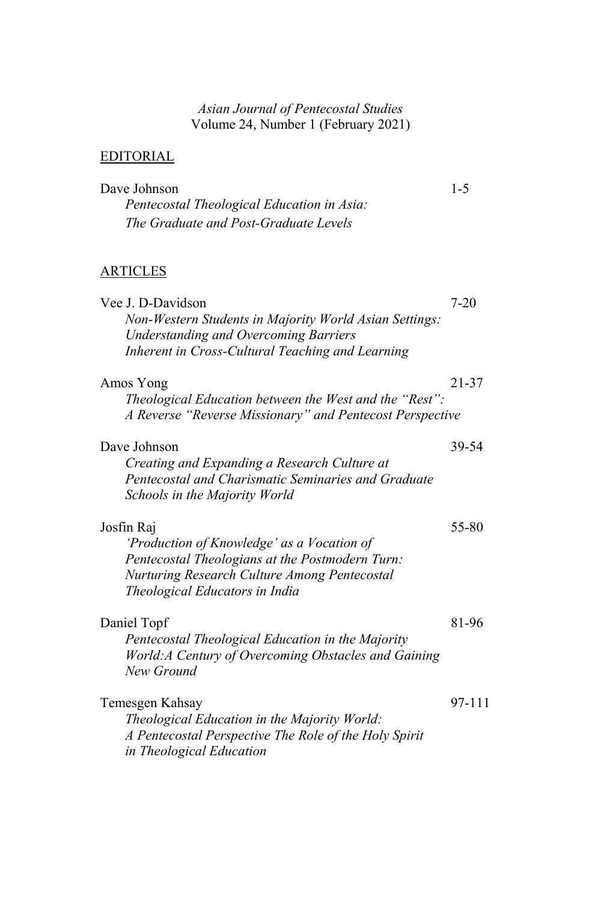*Asian Journal of Pentecostal Studies*
Volume 24, Number 1 (February 2021)

## EDITORIAL

Dave Johnson — 1-5
*Pentecostal Theological Education in Asia: The Graduate and Post-Graduate Levels*

## ARTICLES

Vee J. D-Davidson — 7-20
*Non-Western Students in Majority World Asian Settings: Understanding and Overcoming Barriers Inherent in Cross-Cultural Teaching and Learning*

Amos Yong — 21-37
*Theological Education between the West and the "Rest": A Reverse "Reverse Missionary" and Pentecost Perspective*

Dave Johnson — 39-54
*Creating and Expanding a Research Culture at Pentecostal and Charismatic Seminaries and Graduate Schools in the Majority World*

Josfin Raj — 55-80
*'Production of Knowledge' as a Vocation of Pentecostal Theologians at the Postmodern Turn: Nurturing Research Culture Among Pentecostal Theological Educators in India*

Daniel Topf — 81-96
*Pentecostal Theological Education in the Majority World:A Century of Overcoming Obstacles and Gaining New Ground*

Temesgen Kahsay — 97-111
*Theological Education in the Majority World: A Pentecostal Perspective The Role of the Holy Spirit in Theological Education*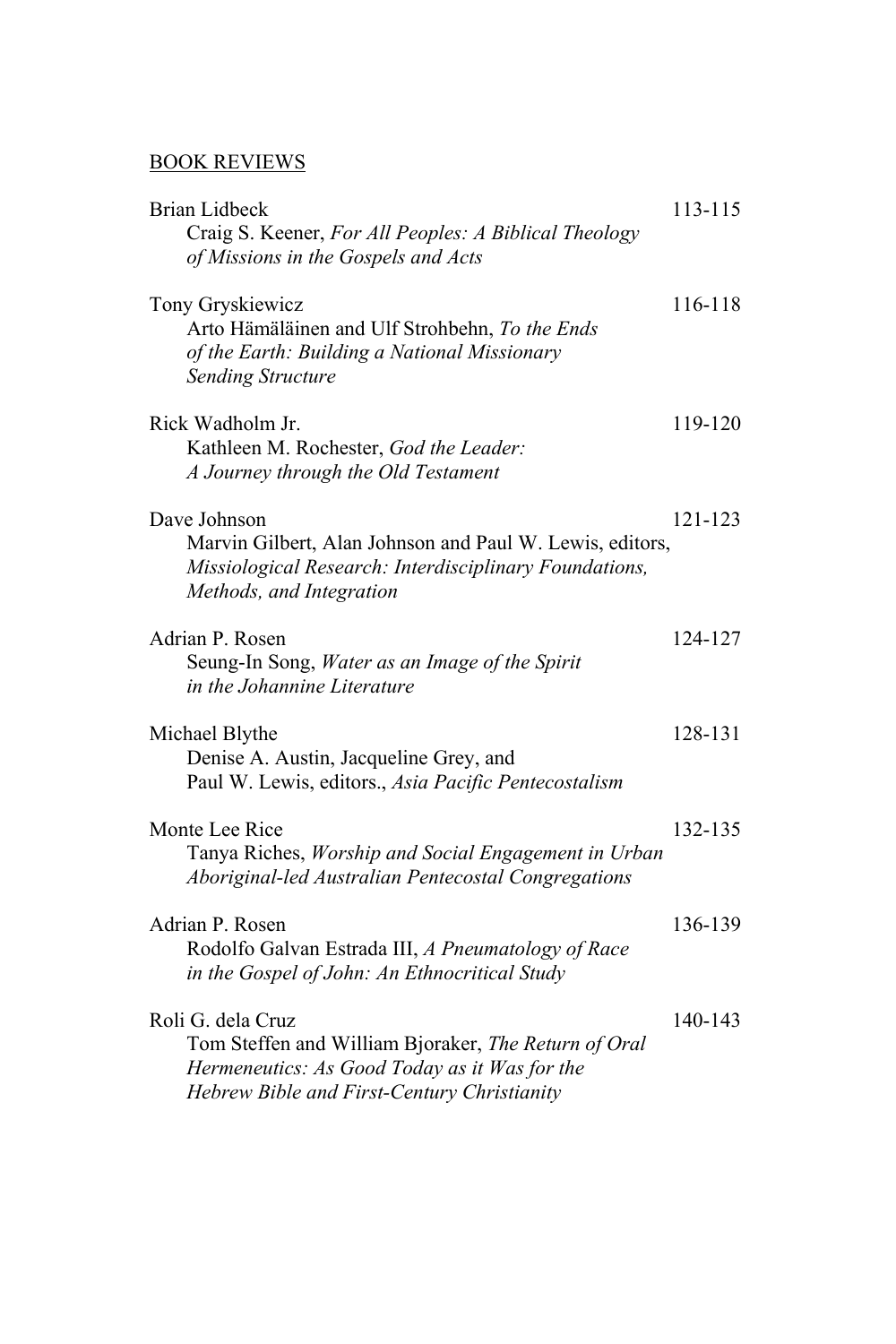## BOOK REVIEWS

| | |
|---|---|
| Brian Lidbeck<br>Craig S. Keener, *For All Peoples: A Biblical Theology of Missions in the Gospels and Acts* | 113-115 |
| Tony Gryskiewicz<br>Arto Hämäläinen and Ulf Strohbehn, *To the Ends of the Earth: Building a National Missionary Sending Structure* | 116-118 |
| Rick Wadholm Jr.<br>Kathleen M. Rochester, *God the Leader: A Journey through the Old Testament* | 119-120 |
| Dave Johnson<br>Marvin Gilbert, Alan Johnson and Paul W. Lewis, editors, *Missiological Research: Interdisciplinary Foundations, Methods, and Integration* | 121-123 |
| Adrian P. Rosen<br>Seung-In Song, *Water as an Image of the Spirit in the Johannine Literature* | 124-127 |
| Michael Blythe<br>Denise A. Austin, Jacqueline Grey, and Paul W. Lewis, editors., *Asia Pacific Pentecostalism* | 128-131 |
| Monte Lee Rice<br>Tanya Riches, *Worship and Social Engagement in Urban Aboriginal-led Australian Pentecostal Congregations* | 132-135 |
| Adrian P. Rosen<br>Rodolfo Galvan Estrada III, *A Pneumatology of Race in the Gospel of John: An Ethnocritical Study* | 136-139 |
| Roli G. dela Cruz<br>Tom Steffen and William Bjoraker, *The Return of Oral Hermeneutics: As Good Today as it Was for the Hebrew Bible and First-Century Christianity* | 140-143 |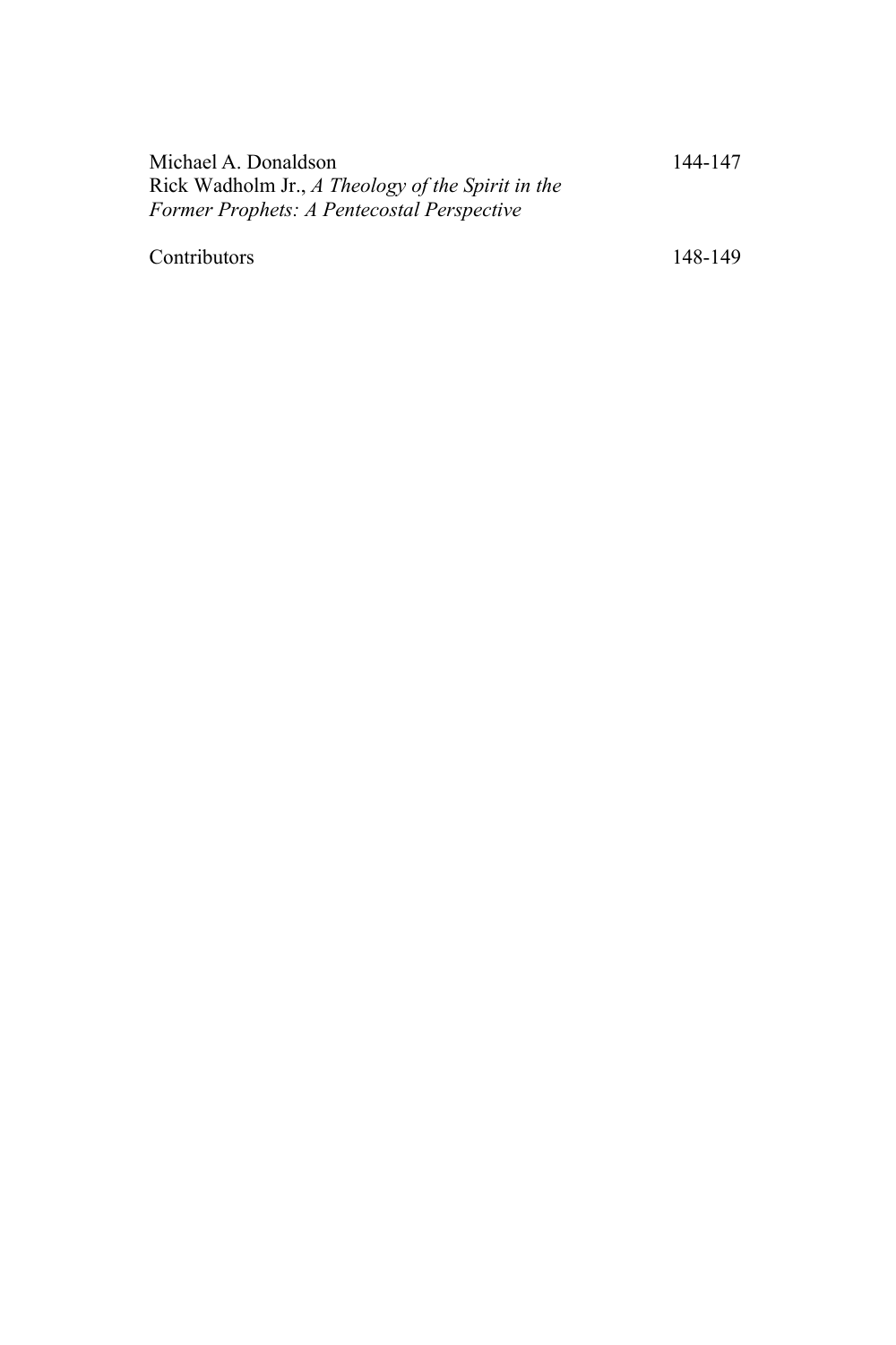Michael A. Donaldson 144-147
Rick Wadholm Jr., *A Theology of the Spirit in the Former Prophets: A Pentecostal Perspective*

Contributors 148-149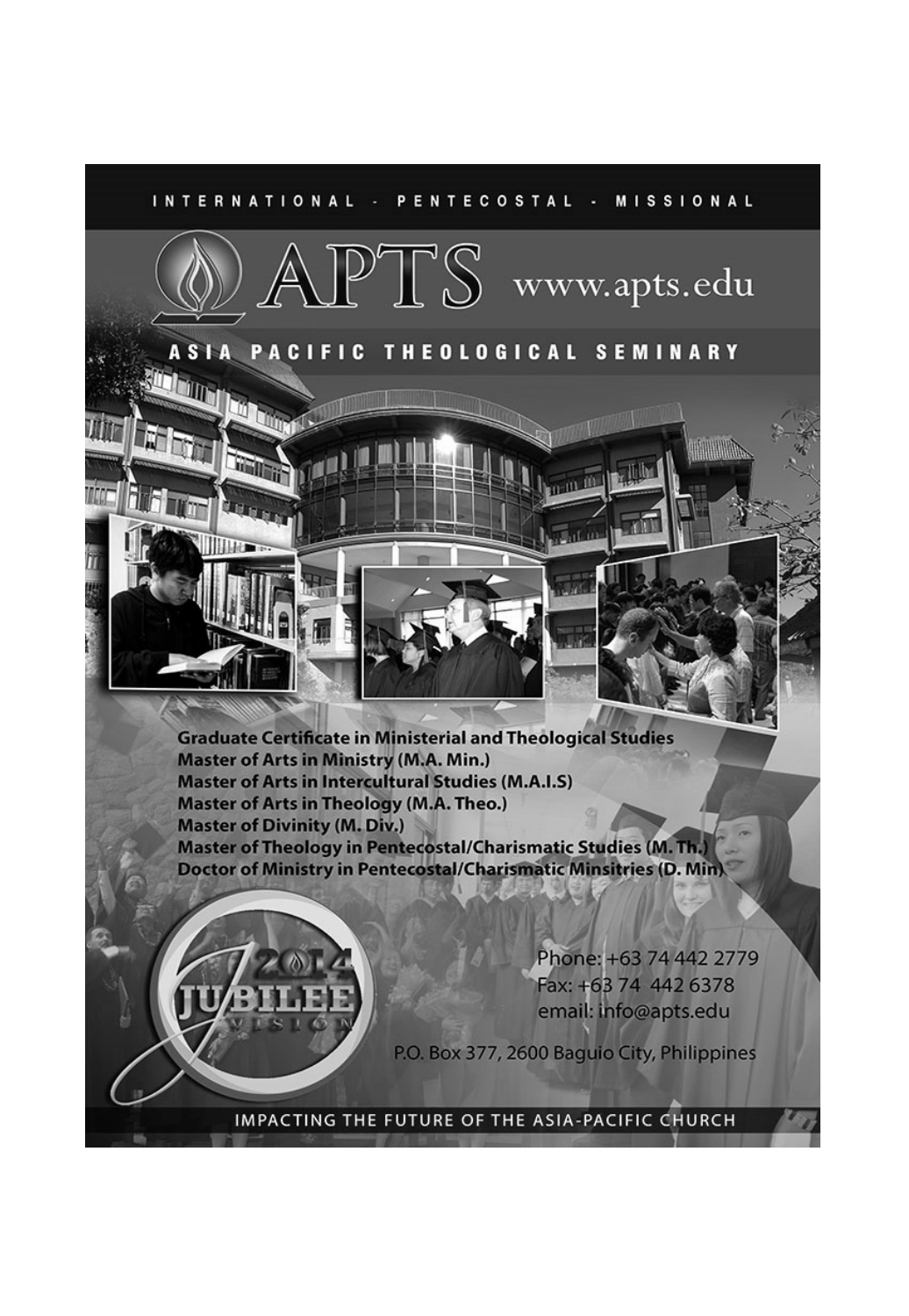INTERNATIONAL - PENTECOSTAL - MISSIONAL

# APTS

www.apts.edu

## ASIA PACIFIC THEOLOGICAL SEMINARY

**Graduate Certificate in Ministerial and Theological Studies**
**Master of Arts in Ministry (M.A. Min.)**
**Master of Arts in Intercultural Studies (M.A.I.S)**
**Master of Arts in Theology (M.A. Theo.)**
**Master of Divinity (M. Div.)**
**Master of Theology in Pentecostal/Charismatic Studies (M. Th.)**
**Doctor of Ministry in Pentecostal/Charismatic Minsitries (D. Min)**

2014 JUBILEE VISION

Phone: +63 74 442 2779
Fax: +63 74 442 6378
email: info@apts.edu

P.O. Box 377, 2600 Baguio City, Philippines

IMPACTING THE FUTURE OF THE ASIA-PACIFIC CHURCH